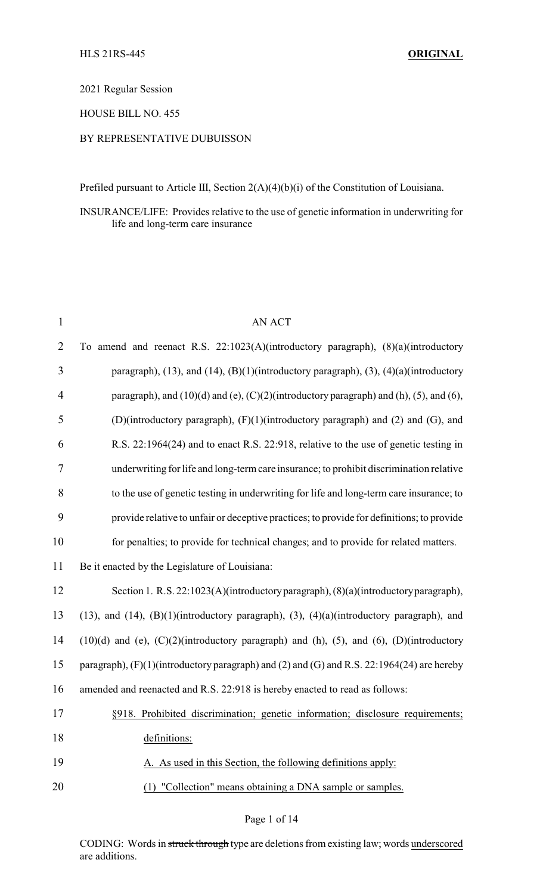HLS 21RS-445 **ORIGINAL**

2021 Regular Session

HOUSE BILL NO. 455

BY REPRESENTATIVE DUBUISSON

Prefiled pursuant to Article III, Section 2(A)(4)(b)(i) of the Constitution of Louisiana.

INSURANCE/LIFE: Provides relative to the use of genetic information in underwriting for life and long-term care insurance

AN ACT

To amend and reenact R.S. 22:1023(A)(introductory paragraph), (8)(a)(introductory paragraph), (13), and (14), (B)(1)(introductory paragraph), (3), (4)(a)(introductory paragraph), and (10)(d) and (e), (C)(2)(introductory paragraph) and (h), (5), and (6), (D)(introductory paragraph), (F)(1)(introductory paragraph) and (2) and (G), and R.S. 22:1964(24) and to enact R.S. 22:918, relative to the use of genetic testing in underwriting for life and long-term care insurance; to prohibit discrimination relative to the use of genetic testing in underwriting for life and long-term care insurance; to provide relative to unfair or deceptive practices; to provide for definitions; to provide for penalties; to provide for technical changes; and to provide for related matters.

Be it enacted by the Legislature of Louisiana:

Section 1. R.S. 22:1023(A)(introductory paragraph), (8)(a)(introductory paragraph), (13), and (14), (B)(1)(introductory paragraph), (3), (4)(a)(introductory paragraph), and (10)(d) and (e), (C)(2)(introductory paragraph) and (h), (5), and (6), (D)(introductory paragraph), (F)(1)(introductory paragraph) and (2) and (G) and R.S. 22:1964(24) are hereby amended and reenacted and R.S. 22:918 is hereby enacted to read as follows:

§918. Prohibited discrimination; genetic information; disclosure requirements; definitions:

A. As used in this Section, the following definitions apply:

(1) "Collection" means obtaining a DNA sample or samples.

CODING: Words in ~~struck through~~ type are deletions from existing law; words underscored are additions.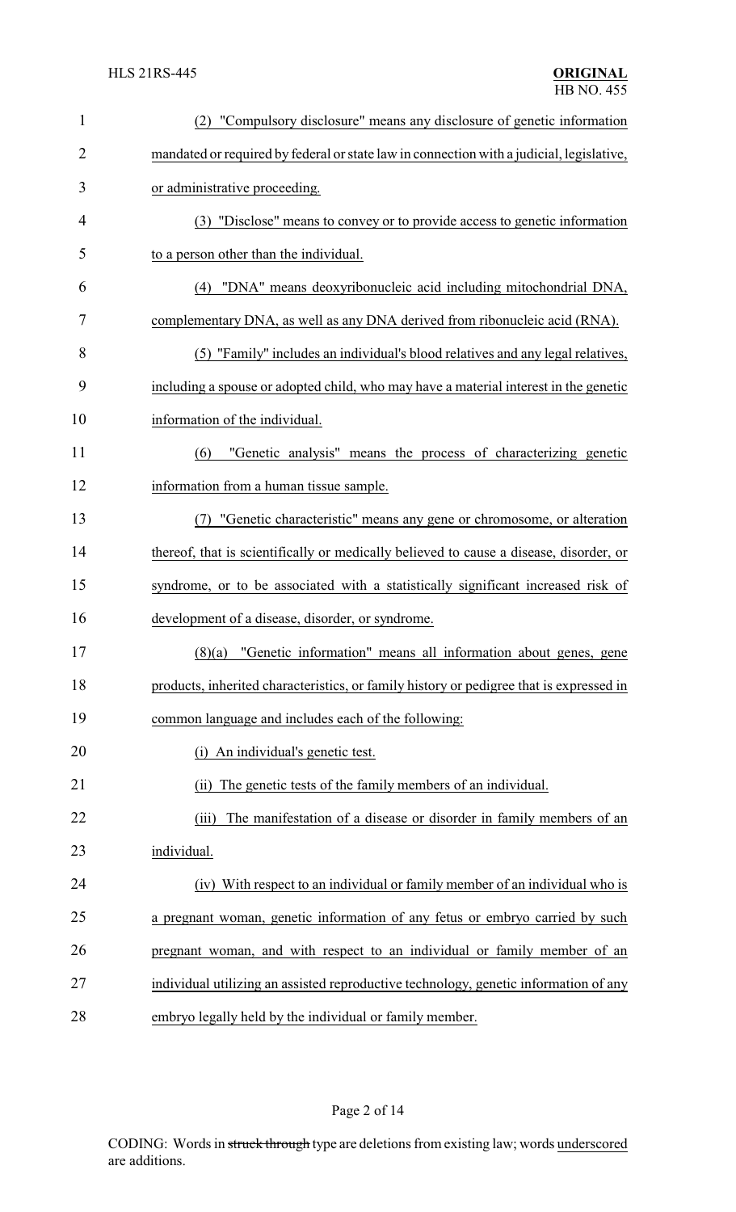(2) "Compulsory disclosure" means any disclosure of genetic information mandated or required by federal or state law in connection with a judicial, legislative, or administrative proceeding.

(3) "Disclose" means to convey or to provide access to genetic information to a person other than the individual.

(4) "DNA" means deoxyribonucleic acid including mitochondrial DNA, complementary DNA, as well as any DNA derived from ribonucleic acid (RNA).

(5) "Family" includes an individual's blood relatives and any legal relatives, including a spouse or adopted child, who may have a material interest in the genetic information of the individual.

(6) "Genetic analysis" means the process of characterizing genetic information from a human tissue sample.

(7) "Genetic characteristic" means any gene or chromosome, or alteration thereof, that is scientifically or medically believed to cause a disease, disorder, or syndrome, or to be associated with a statistically significant increased risk of development of a disease, disorder, or syndrome.

(8)(a) "Genetic information" means all information about genes, gene products, inherited characteristics, or family history or pedigree that is expressed in common language and includes each of the following:

(i) An individual's genetic test.

(ii) The genetic tests of the family members of an individual.

(iii) The manifestation of a disease or disorder in family members of an individual.

(iv) With respect to an individual or family member of an individual who is a pregnant woman, genetic information of any fetus or embryo carried by such pregnant woman, and with respect to an individual or family member of an individual utilizing an assisted reproductive technology, genetic information of any embryo legally held by the individual or family member.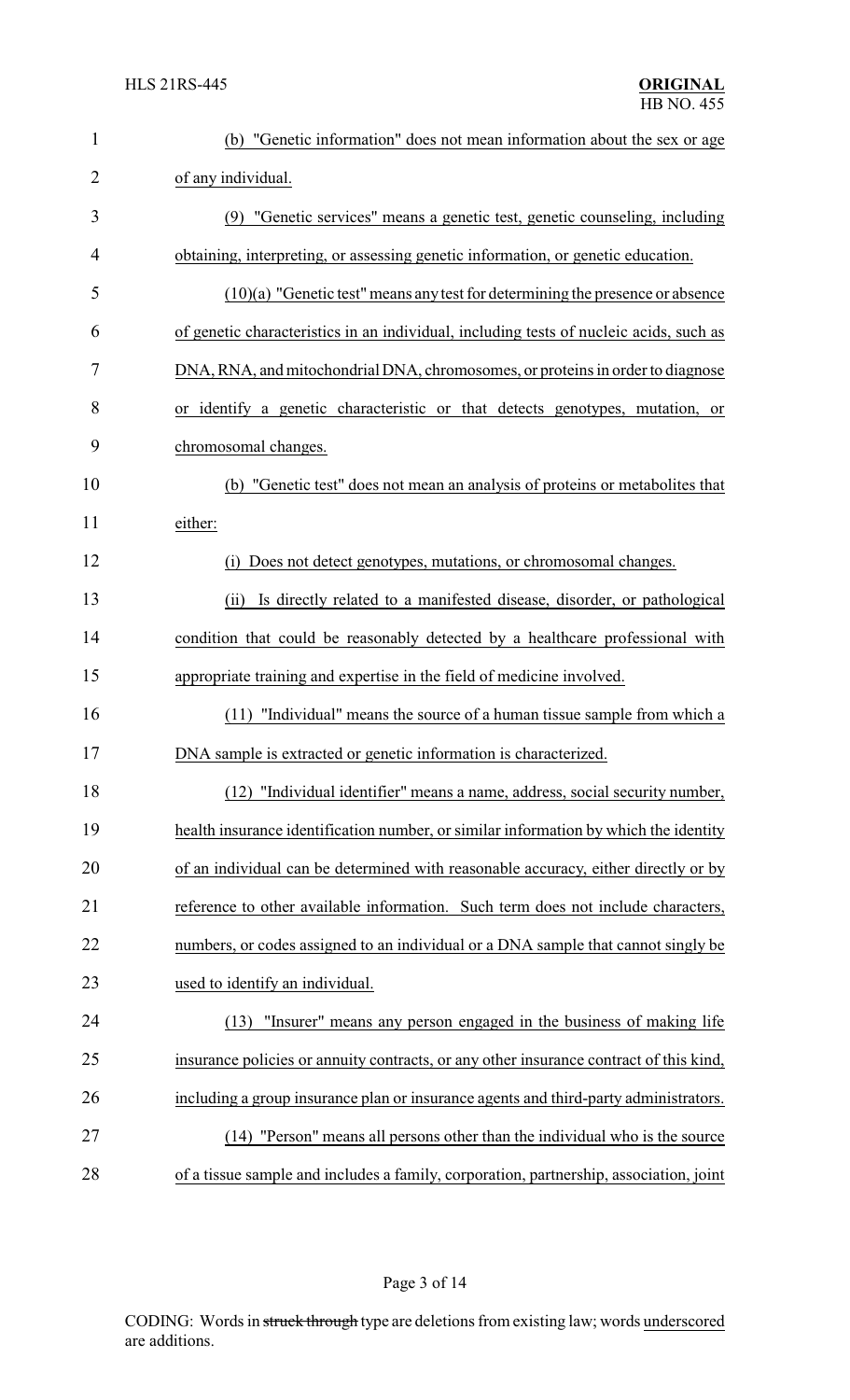(b) "Genetic information" does not mean information about the sex or age of any individual.

(9) "Genetic services" means a genetic test, genetic counseling, including obtaining, interpreting, or assessing genetic information, or genetic education.

(10)(a) "Genetic test" means any test for determining the presence or absence of genetic characteristics in an individual, including tests of nucleic acids, such as DNA, RNA, and mitochondrial DNA, chromosomes, or proteins in order to diagnose or identify a genetic characteristic or that detects genotypes, mutation, or chromosomal changes.

(b) "Genetic test" does not mean an analysis of proteins or metabolites that either:

(i) Does not detect genotypes, mutations, or chromosomal changes.

(ii) Is directly related to a manifested disease, disorder, or pathological condition that could be reasonably detected by a healthcare professional with appropriate training and expertise in the field of medicine involved.

(11) "Individual" means the source of a human tissue sample from which a DNA sample is extracted or genetic information is characterized.

(12) "Individual identifier" means a name, address, social security number, health insurance identification number, or similar information by which the identity of an individual can be determined with reasonable accuracy, either directly or by reference to other available information. Such term does not include characters, numbers, or codes assigned to an individual or a DNA sample that cannot singly be used to identify an individual.

(13) "Insurer" means any person engaged in the business of making life insurance policies or annuity contracts, or any other insurance contract of this kind, including a group insurance plan or insurance agents and third-party administrators.

(14) "Person" means all persons other than the individual who is the source of a tissue sample and includes a family, corporation, partnership, association, joint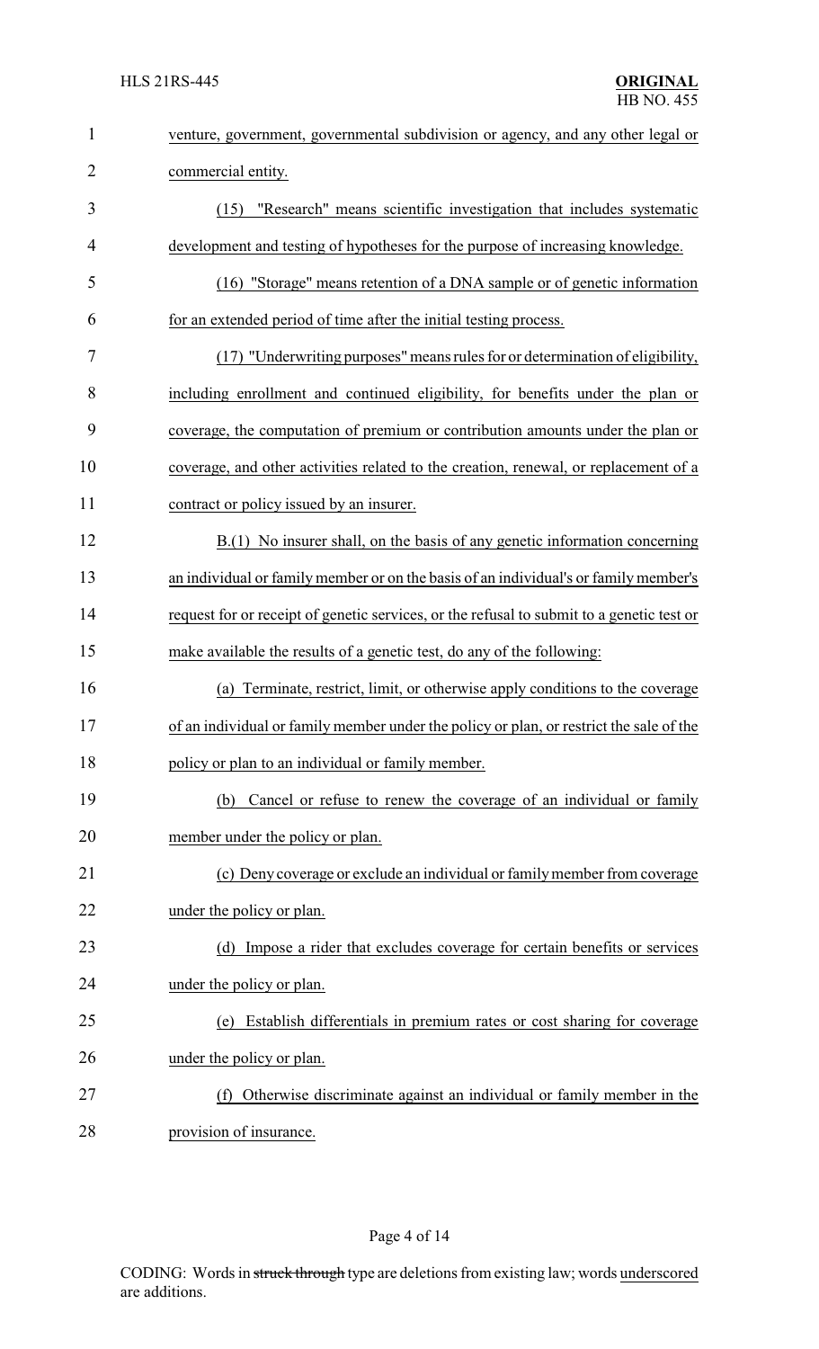venture, government, governmental subdivision or agency, and any other legal or commercial entity.

(15) "Research" means scientific investigation that includes systematic development and testing of hypotheses for the purpose of increasing knowledge.

(16) "Storage" means retention of a DNA sample or of genetic information for an extended period of time after the initial testing process.

(17) "Underwriting purposes" means rules for or determination of eligibility, including enrollment and continued eligibility, for benefits under the plan or coverage, the computation of premium or contribution amounts under the plan or coverage, and other activities related to the creation, renewal, or replacement of a contract or policy issued by an insurer.

B.(1) No insurer shall, on the basis of any genetic information concerning an individual or family member or on the basis of an individual's or family member's request for or receipt of genetic services, or the refusal to submit to a genetic test or make available the results of a genetic test, do any of the following:

(a) Terminate, restrict, limit, or otherwise apply conditions to the coverage of an individual or family member under the policy or plan, or restrict the sale of the policy or plan to an individual or family member.

(b) Cancel or refuse to renew the coverage of an individual or family member under the policy or plan.

(c) Deny coverage or exclude an individual or family member from coverage under the policy or plan.

(d) Impose a rider that excludes coverage for certain benefits or services under the policy or plan.

(e) Establish differentials in premium rates or cost sharing for coverage under the policy or plan.

(f) Otherwise discriminate against an individual or family member in the provision of insurance.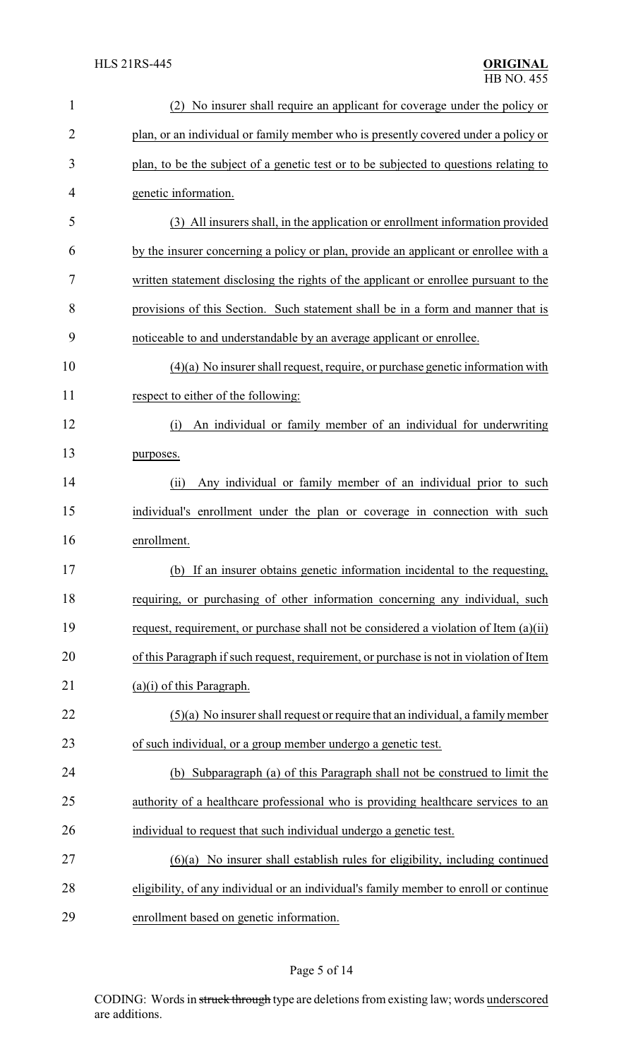(2) No insurer shall require an applicant for coverage under the policy or plan, or an individual or family member who is presently covered under a policy or plan, to be the subject of a genetic test or to be subjected to questions relating to genetic information.

(3) All insurers shall, in the application or enrollment information provided by the insurer concerning a policy or plan, provide an applicant or enrollee with a written statement disclosing the rights of the applicant or enrollee pursuant to the provisions of this Section. Such statement shall be in a form and manner that is noticeable to and understandable by an average applicant or enrollee.

(4)(a) No insurer shall request, require, or purchase genetic information with respect to either of the following:

(i) An individual or family member of an individual for underwriting purposes.

(ii) Any individual or family member of an individual prior to such individual's enrollment under the plan or coverage in connection with such enrollment.

(b) If an insurer obtains genetic information incidental to the requesting, requiring, or purchasing of other information concerning any individual, such request, requirement, or purchase shall not be considered a violation of Item (a)(ii) of this Paragraph if such request, requirement, or purchase is not in violation of Item (a)(i) of this Paragraph.

(5)(a) No insurer shall request or require that an individual, a family member of such individual, or a group member undergo a genetic test.

(b) Subparagraph (a) of this Paragraph shall not be construed to limit the authority of a healthcare professional who is providing healthcare services to an individual to request that such individual undergo a genetic test.

(6)(a) No insurer shall establish rules for eligibility, including continued eligibility, of any individual or an individual's family member to enroll or continue enrollment based on genetic information.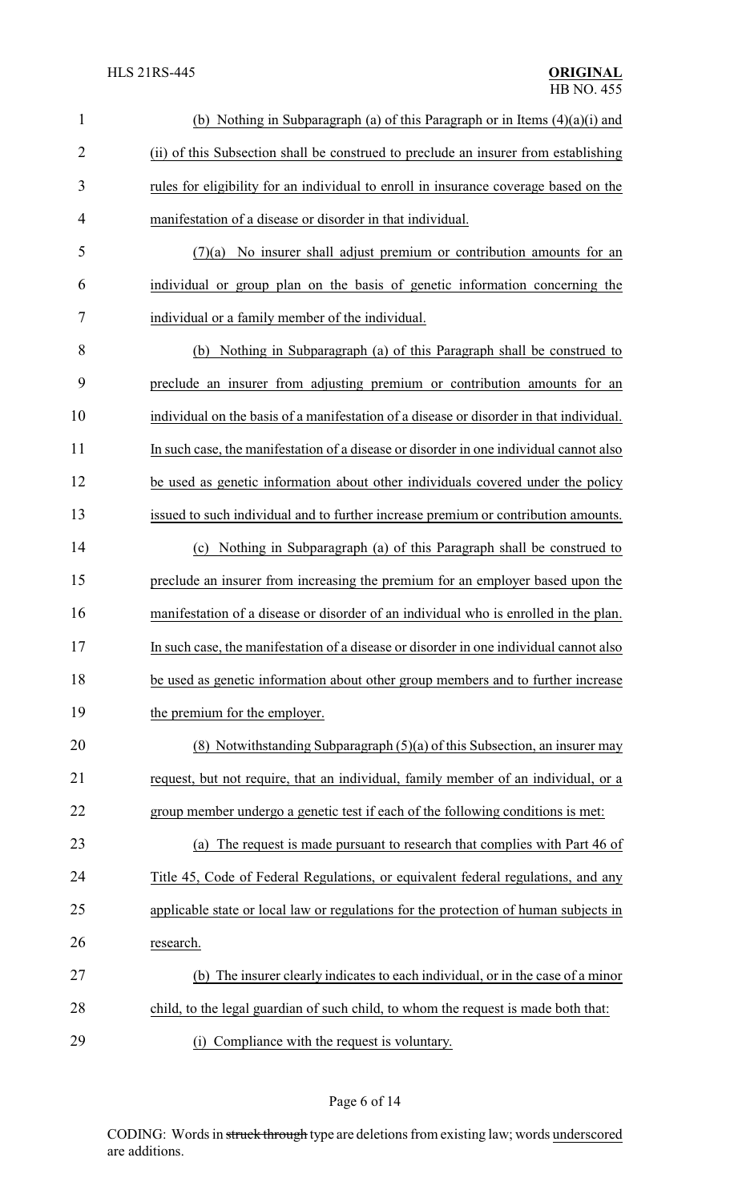(b) Nothing in Subparagraph (a) of this Paragraph or in Items (4)(a)(i) and (ii) of this Subsection shall be construed to preclude an insurer from establishing rules for eligibility for an individual to enroll in insurance coverage based on the manifestation of a disease or disorder in that individual.

(7)(a) No insurer shall adjust premium or contribution amounts for an individual or group plan on the basis of genetic information concerning the individual or a family member of the individual.

(b) Nothing in Subparagraph (a) of this Paragraph shall be construed to preclude an insurer from adjusting premium or contribution amounts for an individual on the basis of a manifestation of a disease or disorder in that individual. In such case, the manifestation of a disease or disorder in one individual cannot also be used as genetic information about other individuals covered under the policy issued to such individual and to further increase premium or contribution amounts.

(c) Nothing in Subparagraph (a) of this Paragraph shall be construed to preclude an insurer from increasing the premium for an employer based upon the manifestation of a disease or disorder of an individual who is enrolled in the plan. In such case, the manifestation of a disease or disorder in one individual cannot also be used as genetic information about other group members and to further increase the premium for the employer.

(8) Notwithstanding Subparagraph (5)(a) of this Subsection, an insurer may request, but not require, that an individual, family member of an individual, or a group member undergo a genetic test if each of the following conditions is met:

(a) The request is made pursuant to research that complies with Part 46 of Title 45, Code of Federal Regulations, or equivalent federal regulations, and any applicable state or local law or regulations for the protection of human subjects in research.

(b) The insurer clearly indicates to each individual, or in the case of a minor child, to the legal guardian of such child, to whom the request is made both that:

(i) Compliance with the request is voluntary.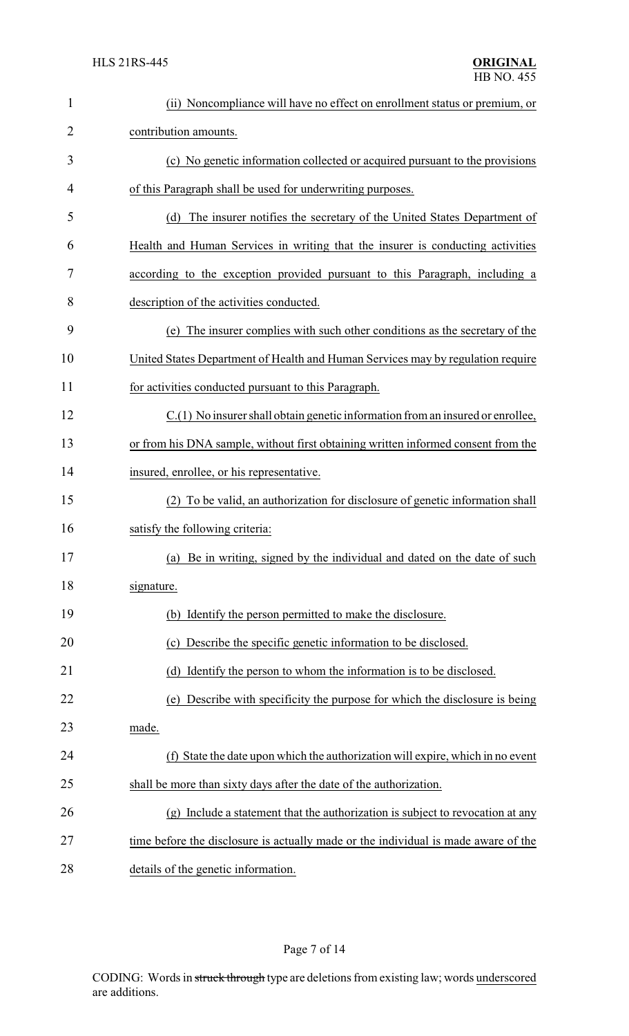(ii) Noncompliance will have no effect on enrollment status or premium, or contribution amounts.

(c) No genetic information collected or acquired pursuant to the provisions of this Paragraph shall be used for underwriting purposes.

(d) The insurer notifies the secretary of the United States Department of Health and Human Services in writing that the insurer is conducting activities according to the exception provided pursuant to this Paragraph, including a description of the activities conducted.

(e) The insurer complies with such other conditions as the secretary of the United States Department of Health and Human Services may by regulation require for activities conducted pursuant to this Paragraph.

C.(1) No insurer shall obtain genetic information from an insured or enrollee, or from his DNA sample, without first obtaining written informed consent from the insured, enrollee, or his representative.

(2) To be valid, an authorization for disclosure of genetic information shall satisfy the following criteria:

(a) Be in writing, signed by the individual and dated on the date of such signature.

(b) Identify the person permitted to make the disclosure.

(c) Describe the specific genetic information to be disclosed.

(d) Identify the person to whom the information is to be disclosed.

(e) Describe with specificity the purpose for which the disclosure is being made.

(f) State the date upon which the authorization will expire, which in no event shall be more than sixty days after the date of the authorization.

(g) Include a statement that the authorization is subject to revocation at any time before the disclosure is actually made or the individual is made aware of the details of the genetic information.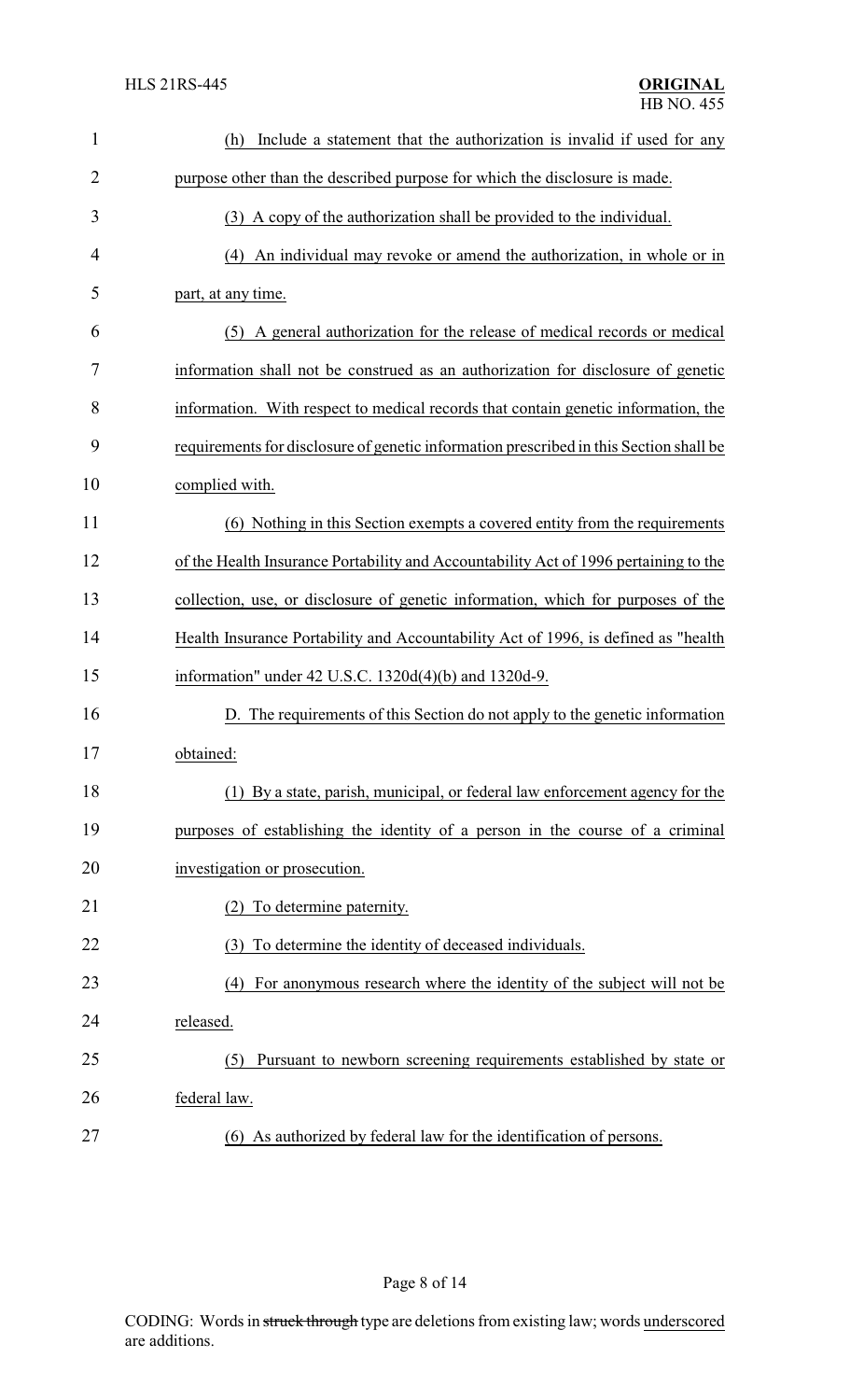(h) Include a statement that the authorization is invalid if used for any purpose other than the described purpose for which the disclosure is made.

(3) A copy of the authorization shall be provided to the individual.

(4) An individual may revoke or amend the authorization, in whole or in part, at any time.

(5) A general authorization for the release of medical records or medical information shall not be construed as an authorization for disclosure of genetic information. With respect to medical records that contain genetic information, the requirements for disclosure of genetic information prescribed in this Section shall be complied with.

(6) Nothing in this Section exempts a covered entity from the requirements of the Health Insurance Portability and Accountability Act of 1996 pertaining to the collection, use, or disclosure of genetic information, which for purposes of the Health Insurance Portability and Accountability Act of 1996, is defined as "health information" under 42 U.S.C. 1320d(4)(b) and 1320d-9.

D. The requirements of this Section do not apply to the genetic information obtained:

(1) By a state, parish, municipal, or federal law enforcement agency for the purposes of establishing the identity of a person in the course of a criminal investigation or prosecution.

(2) To determine paternity.

(3) To determine the identity of deceased individuals.

(4) For anonymous research where the identity of the subject will not be released.

(5) Pursuant to newborn screening requirements established by state or federal law.

(6) As authorized by federal law for the identification of persons.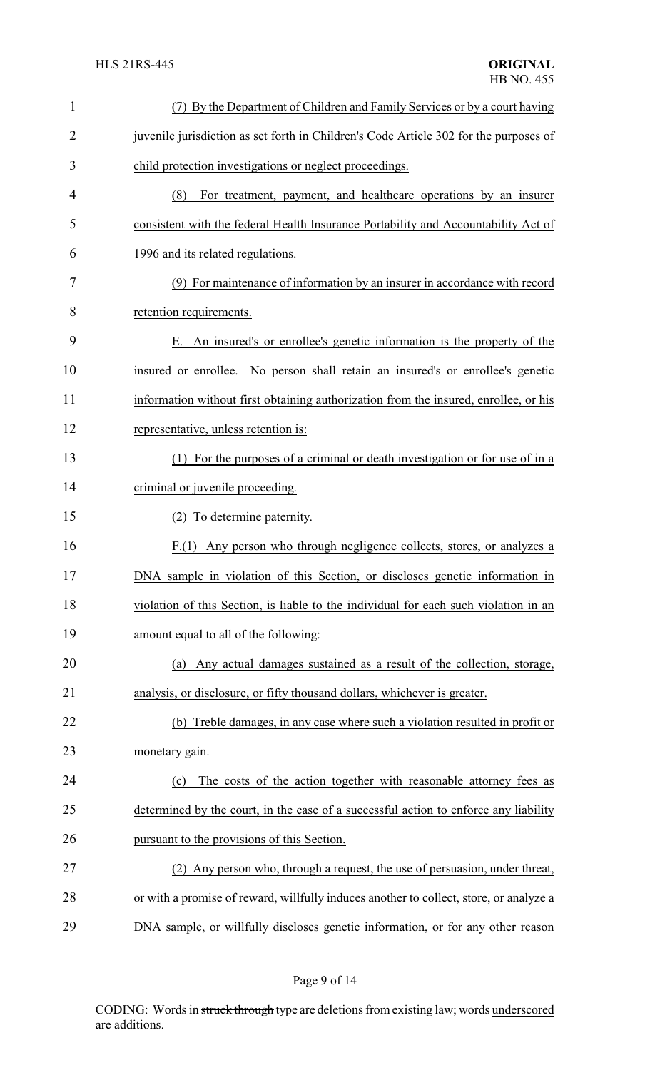(7) By the Department of Children and Family Services or by a court having juvenile jurisdiction as set forth in Children's Code Article 302 for the purposes of child protection investigations or neglect proceedings.

(8) For treatment, payment, and healthcare operations by an insurer consistent with the federal Health Insurance Portability and Accountability Act of 1996 and its related regulations.

(9) For maintenance of information by an insurer in accordance with record retention requirements.

E. An insured's or enrollee's genetic information is the property of the insured or enrollee. No person shall retain an insured's or enrollee's genetic information without first obtaining authorization from the insured, enrollee, or his representative, unless retention is:

(1) For the purposes of a criminal or death investigation or for use of in a criminal or juvenile proceeding.

(2) To determine paternity.

F.(1) Any person who through negligence collects, stores, or analyzes a DNA sample in violation of this Section, or discloses genetic information in violation of this Section, is liable to the individual for each such violation in an amount equal to all of the following:

(a) Any actual damages sustained as a result of the collection, storage, analysis, or disclosure, or fifty thousand dollars, whichever is greater.

(b) Treble damages, in any case where such a violation resulted in profit or monetary gain.

(c) The costs of the action together with reasonable attorney fees as determined by the court, in the case of a successful action to enforce any liability pursuant to the provisions of this Section.

(2) Any person who, through a request, the use of persuasion, under threat, or with a promise of reward, willfully induces another to collect, store, or analyze a DNA sample, or willfully discloses genetic information, or for any other reason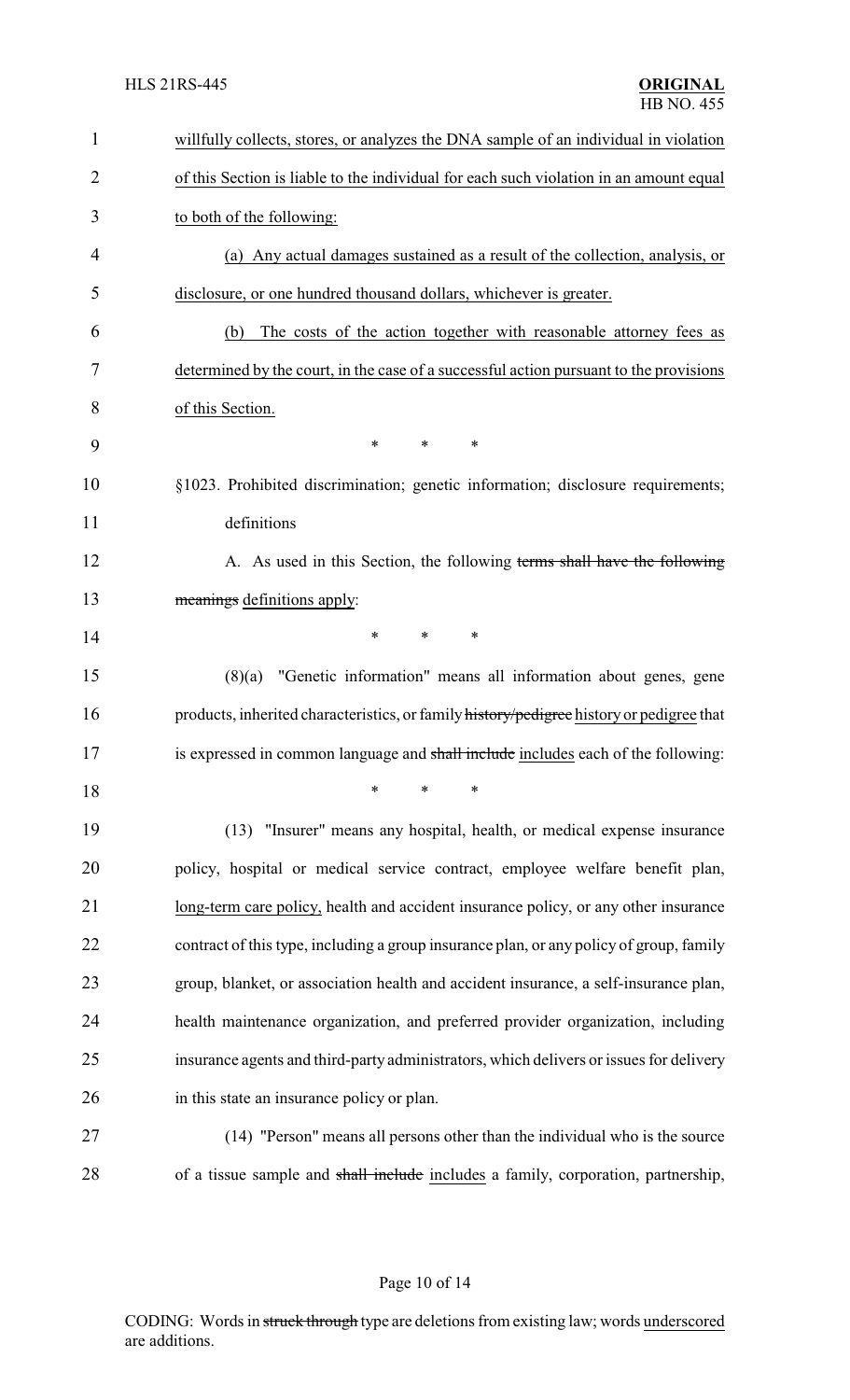willfully collects, stores, or analyzes the DNA sample of an individual in violation of this Section is liable to the individual for each such violation in an amount equal to both of the following:

(a) Any actual damages sustained as a result of the collection, analysis, or disclosure, or one hundred thousand dollars, whichever is greater.

(b) The costs of the action together with reasonable attorney fees as determined by the court, in the case of a successful action pursuant to the provisions of this Section.

\* \* \*

§1023. Prohibited discrimination; genetic information; disclosure requirements; definitions

A. As used in this Section, the following ~~terms shall have the following meanings~~ definitions apply:

\* \* \*

(8)(a) "Genetic information" means all information about genes, gene products, inherited characteristics, or family ~~history/pedigree~~ history or pedigree that is expressed in common language and ~~shall include~~ includes each of the following:

\* \* \*

(13) "Insurer" means any hospital, health, or medical expense insurance policy, hospital or medical service contract, employee welfare benefit plan, long-term care policy, health and accident insurance policy, or any other insurance contract of this type, including a group insurance plan, or any policy of group, family group, blanket, or association health and accident insurance, a self-insurance plan, health maintenance organization, and preferred provider organization, including insurance agents and third-party administrators, which delivers or issues for delivery in this state an insurance policy or plan.

(14) "Person" means all persons other than the individual who is the source of a tissue sample and ~~shall include~~ includes a family, corporation, partnership,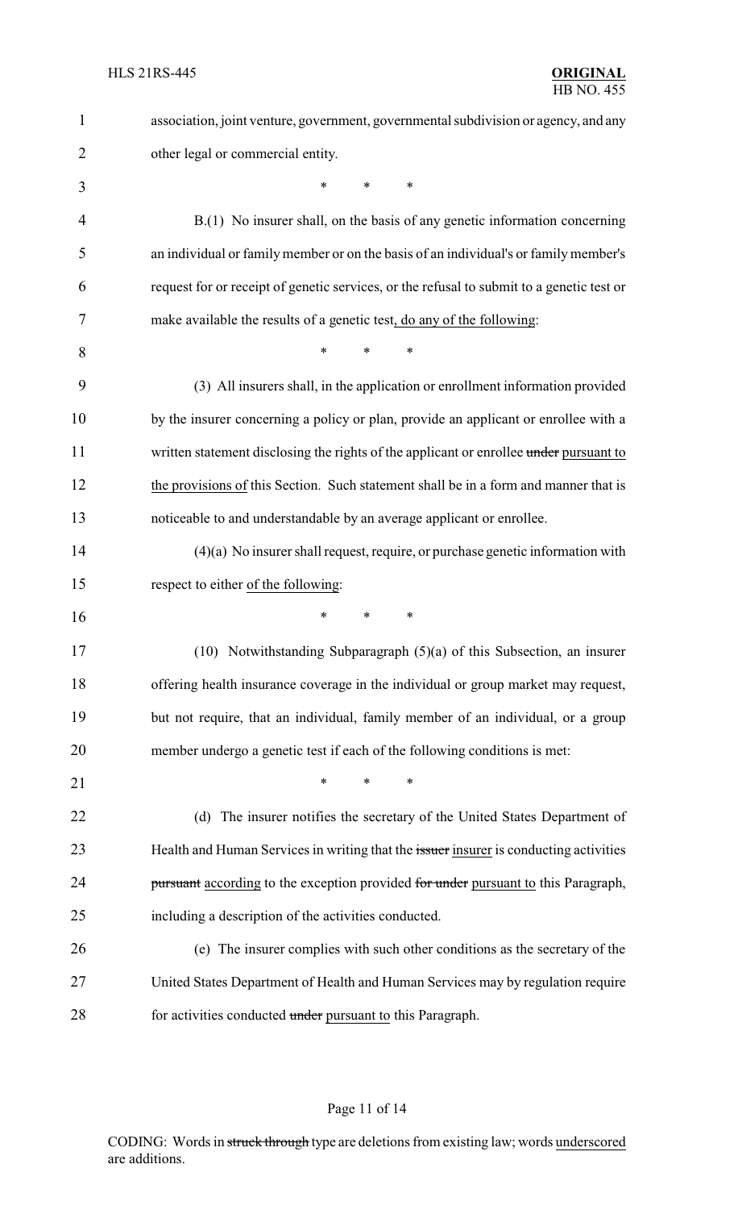association, joint venture, government, governmental subdivision or agency, and any other legal or commercial entity.

\* \* \*

B.(1) No insurer shall, on the basis of any genetic information concerning an individual or family member or on the basis of an individual's or family member's request for or receipt of genetic services, or the refusal to submit to a genetic test or make available the results of a genetic test, do any of the following:

\* \* \*

(3) All insurers shall, in the application or enrollment information provided by the insurer concerning a policy or plan, provide an applicant or enrollee with a written statement disclosing the rights of the applicant or enrollee ~~under~~ pursuant to the provisions of this Section. Such statement shall be in a form and manner that is noticeable to and understandable by an average applicant or enrollee.

(4)(a) No insurer shall request, require, or purchase genetic information with respect to either of the following:

\* \* \*

(10) Notwithstanding Subparagraph (5)(a) of this Subsection, an insurer offering health insurance coverage in the individual or group market may request, but not require, that an individual, family member of an individual, or a group member undergo a genetic test if each of the following conditions is met:

\* \* \*

(d) The insurer notifies the secretary of the United States Department of Health and Human Services in writing that the ~~issuer~~ insurer is conducting activities ~~pursuant~~ according to the exception provided ~~for under~~ pursuant to this Paragraph, including a description of the activities conducted.

(e) The insurer complies with such other conditions as the secretary of the United States Department of Health and Human Services may by regulation require for activities conducted ~~under~~ pursuant to this Paragraph.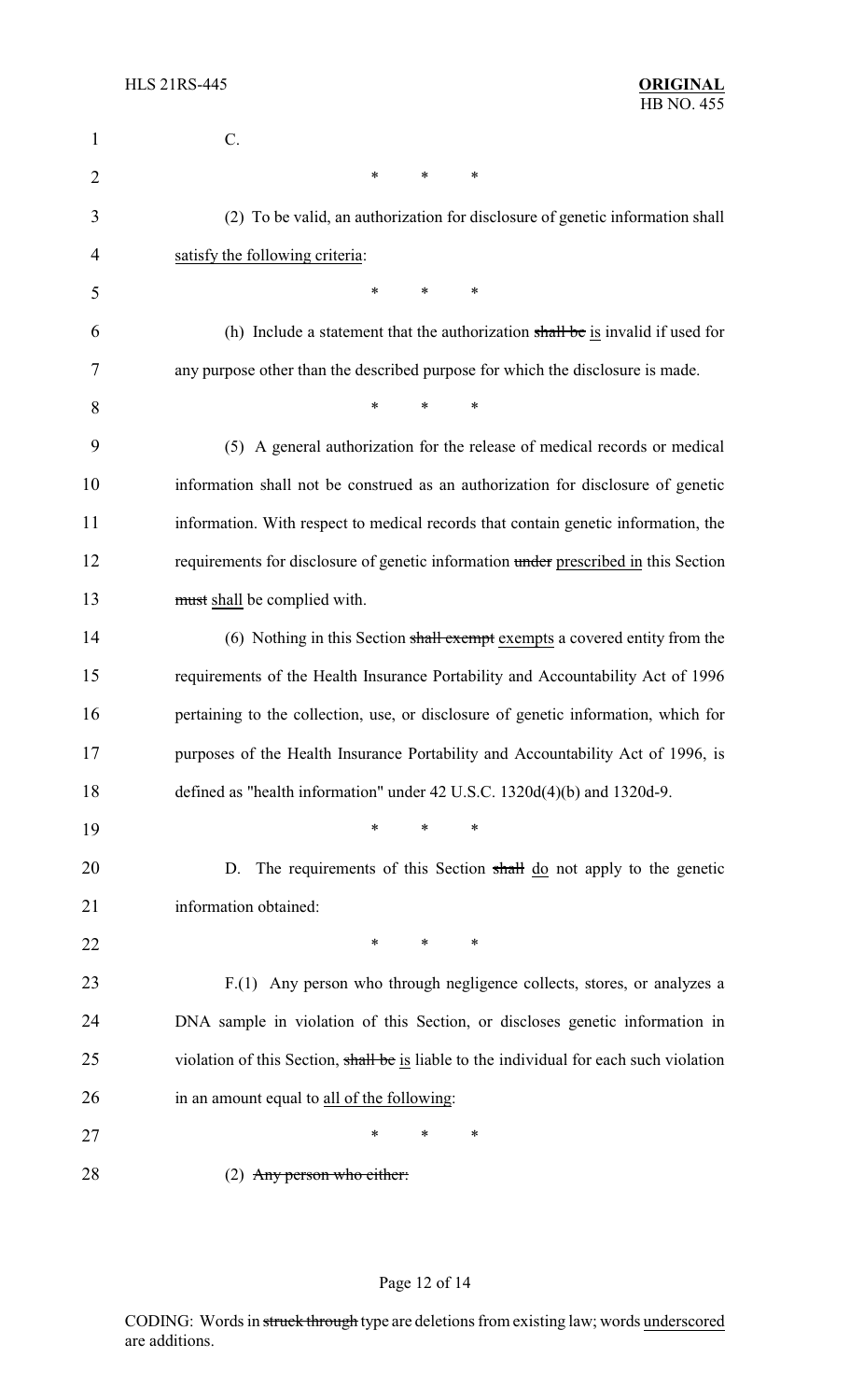C.

\* \* \*

(2) To be valid, an authorization for disclosure of genetic information shall satisfy the following criteria:

\* \* \*

(h) Include a statement that the authorization ~~shall be~~ is invalid if used for any purpose other than the described purpose for which the disclosure is made.

\* \* \*

(5) A general authorization for the release of medical records or medical information shall not be construed as an authorization for disclosure of genetic information. With respect to medical records that contain genetic information, the requirements for disclosure of genetic information ~~under~~ prescribed in this Section ~~must~~ shall be complied with.

(6) Nothing in this Section ~~shall exempt~~ exempts a covered entity from the requirements of the Health Insurance Portability and Accountability Act of 1996 pertaining to the collection, use, or disclosure of genetic information, which for purposes of the Health Insurance Portability and Accountability Act of 1996, is defined as "health information" under 42 U.S.C. 1320d(4)(b) and 1320d-9.

\* \* \*

D. The requirements of this Section ~~shall~~ do not apply to the genetic information obtained:

\* \* \*

F.(1) Any person who through negligence collects, stores, or analyzes a DNA sample in violation of this Section, or discloses genetic information in violation of this Section, ~~shall be~~ is liable to the individual for each such violation in an amount equal to all of the following:

\* \* \*

(2) ~~Any person who either:~~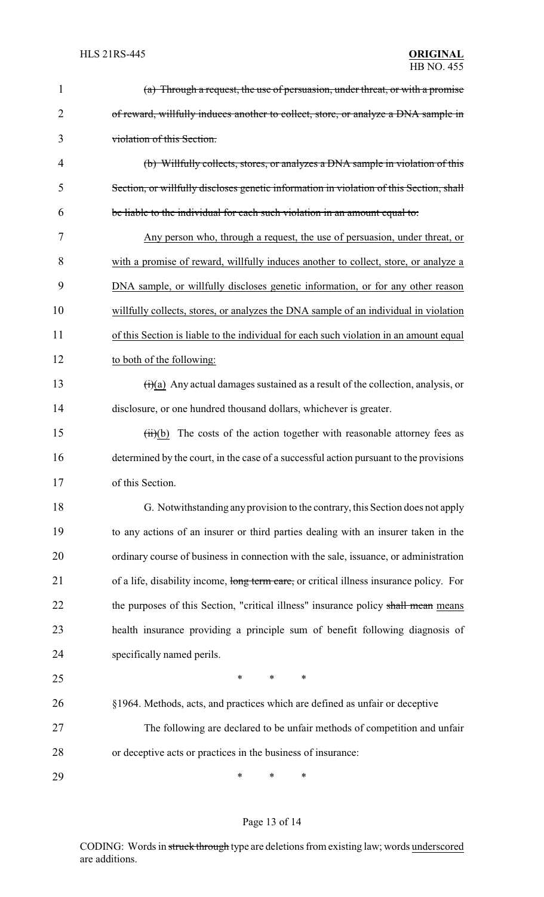(a) ~~Through a request, the use of persuasion, under threat, or with a promise of reward, willfully induces another to collect, store, or analyze a DNA sample in violation of this Section.~~

(b) ~~Willfully collects, stores, or analyzes a DNA sample in violation of this Section, or willfully discloses genetic information in violation of this Section, shall be liable to the individual for each such violation in an amount equal to:~~

<u>Any person who, through a request, the use of persuasion, under threat, or with a promise of reward, willfully induces another to collect, store, or analyze a DNA sample, or willfully discloses genetic information, or for any other reason willfully collects, stores, or analyzes the DNA sample of an individual in violation of this Section is liable to the individual for each such violation in an amount equal to both of the following:</u>

~~(i)~~<u>(a)</u> Any actual damages sustained as a result of the collection, analysis, or disclosure, or one hundred thousand dollars, whichever is greater.

~~(ii)~~<u>(b)</u> The costs of the action together with reasonable attorney fees as determined by the court, in the case of a successful action pursuant to the provisions of this Section.

G. Notwithstanding any provision to the contrary, this Section does not apply to any actions of an insurer or third parties dealing with an insurer taken in the ordinary course of business in connection with the sale, issuance, or administration of a life, disability income, ~~long term care,~~ or critical illness insurance policy. For the purposes of this Section, "critical illness" insurance policy ~~shall mean~~ <u>means</u> health insurance providing a principle sum of benefit following diagnosis of specifically named perils.

\* \* \*

§1964. Methods, acts, and practices which are defined as unfair or deceptive

The following are declared to be unfair methods of competition and unfair or deceptive acts or practices in the business of insurance:

\* \* \*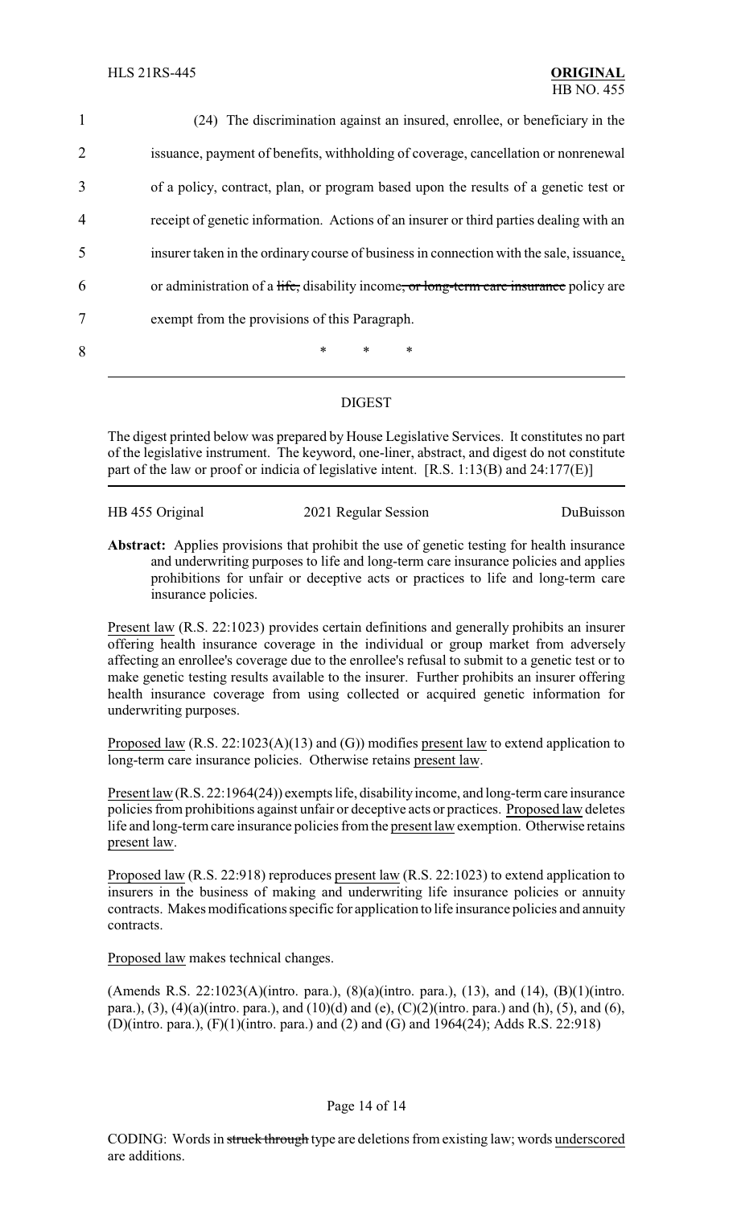1 (24) The discrimination against an insured, enrollee, or beneficiary in the

2 issuance, payment of benefits, withholding of coverage, cancellation or nonrenewal

3 of a policy, contract, plan, or program based upon the results of a genetic test or

4 receipt of genetic information. Actions of an insurer or third parties dealing with an

5 insurer taken in the ordinary course of business in connection with the sale, issuance,

6 or administration of a ~~life,~~ disability income~~, or long-term care insurance~~ policy are

7 exempt from the provisions of this Paragraph.

8 \* \* \*

## DIGEST

The digest printed below was prepared by House Legislative Services. It constitutes no part of the legislative instrument. The keyword, one-liner, abstract, and digest do not constitute part of the law or proof or indicia of legislative intent. [R.S. 1:13(B) and 24:177(E)]

HB 455 Original — 2021 Regular Session — DuBuisson

**Abstract:** Applies provisions that prohibit the use of genetic testing for health insurance and underwriting purposes to life and long-term care insurance policies and applies prohibitions for unfair or deceptive acts or practices to life and long-term care insurance policies.

Present law (R.S. 22:1023) provides certain definitions and generally prohibits an insurer offering health insurance coverage in the individual or group market from adversely affecting an enrollee's coverage due to the enrollee's refusal to submit to a genetic test or to make genetic testing results available to the insurer. Further prohibits an insurer offering health insurance coverage from using collected or acquired genetic information for underwriting purposes.

Proposed law (R.S. 22:1023(A)(13) and (G)) modifies present law to extend application to long-term care insurance policies. Otherwise retains present law.

Present law (R.S. 22:1964(24)) exempts life, disability income, and long-term care insurance policies from prohibitions against unfair or deceptive acts or practices. Proposed law deletes life and long-term care insurance policies from the present law exemption. Otherwise retains present law.

Proposed law (R.S. 22:918) reproduces present law (R.S. 22:1023) to extend application to insurers in the business of making and underwriting life insurance policies or annuity contracts. Makes modifications specific for application to life insurance policies and annuity contracts.

Proposed law makes technical changes.

(Amends R.S. 22:1023(A)(intro. para.), (8)(a)(intro. para.), (13), and (14), (B)(1)(intro. para.), (3), (4)(a)(intro. para.), and (10)(d) and (e), (C)(2)(intro. para.) and (h), (5), and (6), (D)(intro. para.), (F)(1)(intro. para.) and (2) and (G) and 1964(24); Adds R.S. 22:918)

CODING: Words in ~~struck through~~ type are deletions from existing law; words underscored are additions.